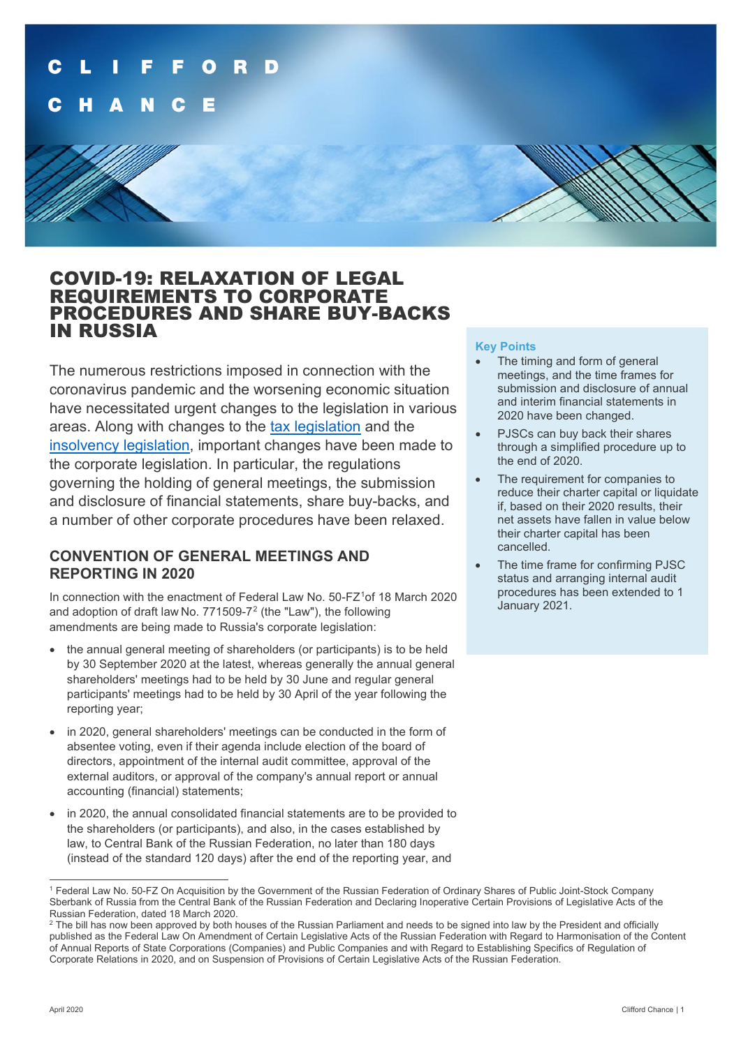# COVID-19: RELAXATION OF LEGAL REQUIREMENTS TO CORPORATE PROCEDURES AND SHARE BUY-BACKS IN RUSSIA

The numerous restrictions imposed in connection with the coronavirus pandemic and the worsening economic situation have necessitated urgent changes to the legislation in various areas. Along with changes to the tax legislation and the insolvency legislation, important changes have been made to the corporate legislation. In particular, the regulations governing the holding of general meetings, the submission and disclosure of financial statements, share buy-backs, and a number of other corporate procedures have been relaxed.

**Key Points**

- The timing and form of general meetings, and the time frames for submission and disclosure of annual and interim financial statements in 2020 have been changed.
- PJSCs can buy back their shares through a simplified procedure up to the end of 2020.
- The requirement for companies to reduce their charter capital or liquidate if, based on their 2020 results, their net assets have fallen in value below their charter capital has been cancelled.
- The time frame for confirming PJSC status and arranging internal audit procedures has been extended to 1 January 2021.

## CONVENTION OF GENERAL MEETINGS AND REPORTING IN 2020

In connection with the enactment of Federal Law No. 50-FZ[1] of 18 March 2020 and adoption of draft law No. 771509-7[2] (the "Law"), the following amendments are being made to Russia's corporate legislation:

- the annual general meeting of shareholders (or participants) is to be held by 30 September 2020 at the latest, whereas generally the annual general shareholders' meetings had to be held by 30 June and regular general participants' meetings had to be held by 30 April of the year following the reporting year;
- in 2020, general shareholders' meetings can be conducted in the form of absentee voting, even if their agenda include election of the board of directors, appointment of the internal audit committee, approval of the external auditors, or approval of the company's annual report or annual accounting (financial) statements;
- in 2020, the annual consolidated financial statements are to be provided to the shareholders (or participants), and also, in the cases established by law, to Central Bank of the Russian Federation, no later than 180 days (instead of the standard 120 days) after the end of the reporting year, and

---

[1] Federal Law No. 50-FZ On Acquisition by the Government of the Russian Federation of Ordinary Shares of Public Joint-Stock Company Sberbank of Russia from the Central Bank of the Russian Federation and Declaring Inoperative Certain Provisions of Legislative Acts of the Russian Federation, dated 18 March 2020.

[2] The bill has now been approved by both houses of the Russian Parliament and needs to be signed into law by the President and officially published as the Federal Law On Amendment of Certain Legislative Acts of the Russian Federation with Regard to Harmonisation of the Content of Annual Reports of State Corporations (Companies) and Public Companies and with Regard to Establishing Specifics of Regulation of Corporate Relations in 2020, and on Suspension of Provisions of Certain Legislative Acts of the Russian Federation.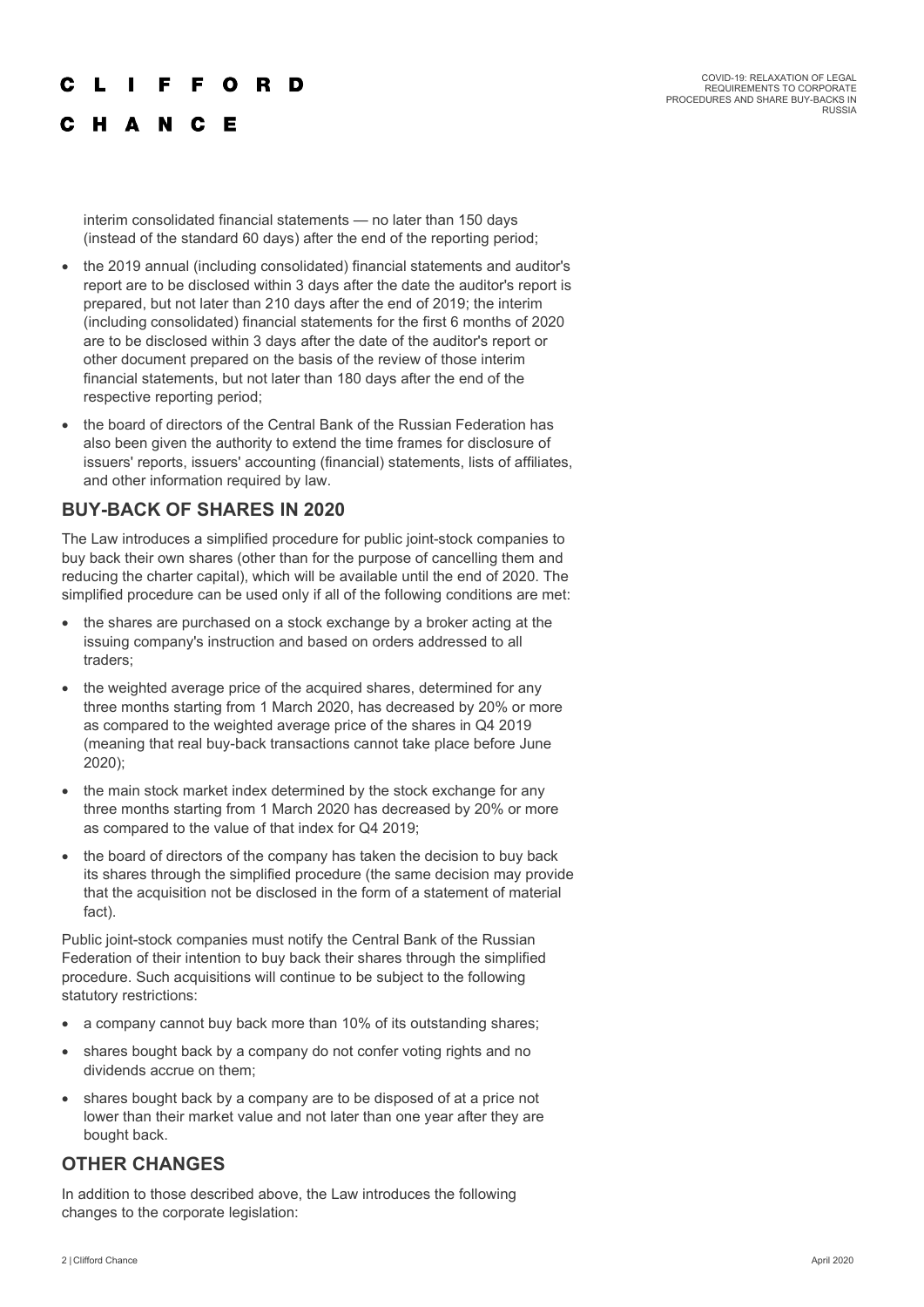interim consolidated financial statements — no later than 150 days (instead of the standard 60 days) after the end of the reporting period;

- the 2019 annual (including consolidated) financial statements and auditor's report are to be disclosed within 3 days after the date the auditor's report is prepared, but not later than 210 days after the end of 2019; the interim (including consolidated) financial statements for the first 6 months of 2020 are to be disclosed within 3 days after the date of the auditor's report or other document prepared on the basis of the review of those interim financial statements, but not later than 180 days after the end of the respective reporting period;
- the board of directors of the Central Bank of the Russian Federation has also been given the authority to extend the time frames for disclosure of issuers' reports, issuers' accounting (financial) statements, lists of affiliates, and other information required by law.

## BUY-BACK OF SHARES IN 2020

The Law introduces a simplified procedure for public joint-stock companies to buy back their own shares (other than for the purpose of cancelling them and reducing the charter capital), which will be available until the end of 2020. The simplified procedure can be used only if all of the following conditions are met:

- the shares are purchased on a stock exchange by a broker acting at the issuing company's instruction and based on orders addressed to all traders;
- the weighted average price of the acquired shares, determined for any three months starting from 1 March 2020, has decreased by 20% or more as compared to the weighted average price of the shares in Q4 2019 (meaning that real buy-back transactions cannot take place before June 2020);
- the main stock market index determined by the stock exchange for any three months starting from 1 March 2020 has decreased by 20% or more as compared to the value of that index for Q4 2019;
- the board of directors of the company has taken the decision to buy back its shares through the simplified procedure (the same decision may provide that the acquisition not be disclosed in the form of a statement of material fact).

Public joint-stock companies must notify the Central Bank of the Russian Federation of their intention to buy back their shares through the simplified procedure. Such acquisitions will continue to be subject to the following statutory restrictions:

- a company cannot buy back more than 10% of its outstanding shares;
- shares bought back by a company do not confer voting rights and no dividends accrue on them;
- shares bought back by a company are to be disposed of at a price not lower than their market value and not later than one year after they are bought back.

## OTHER CHANGES

In addition to those described above, the Law introduces the following changes to the corporate legislation: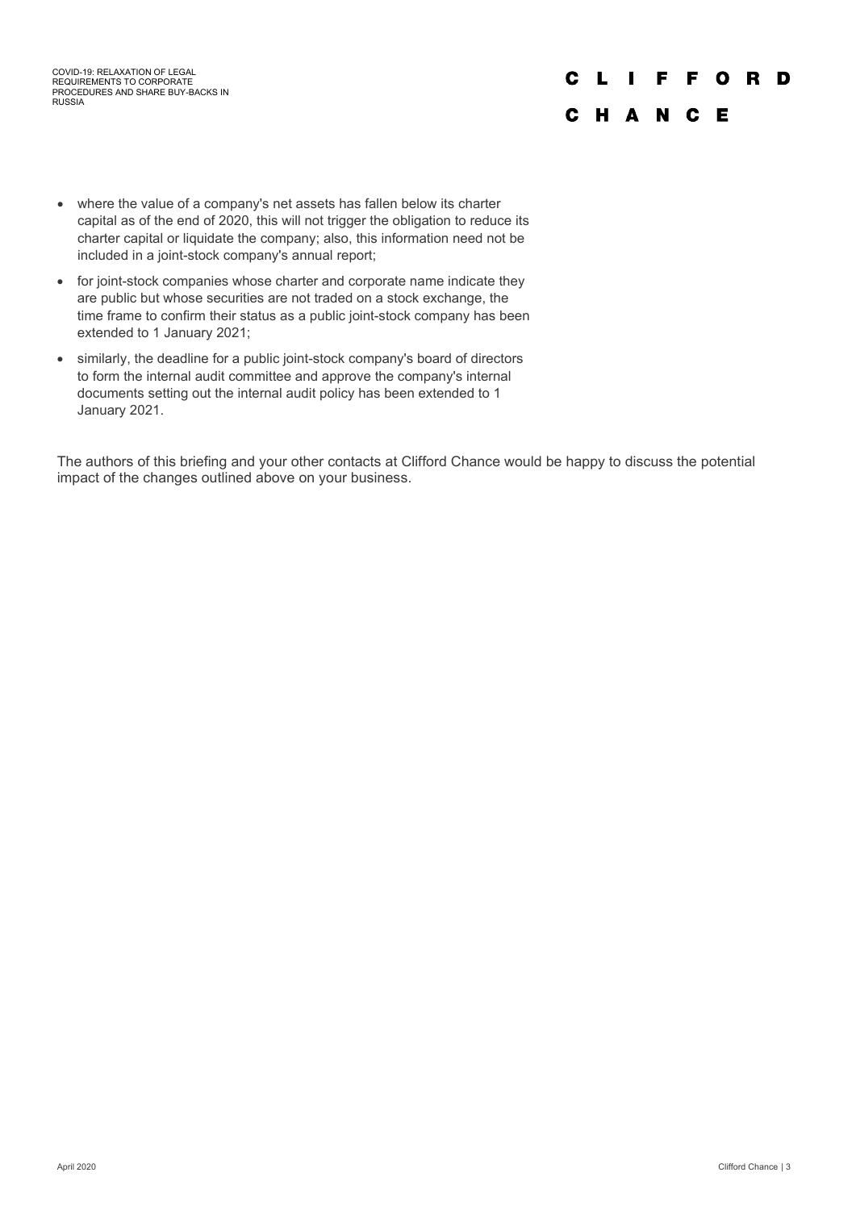- where the value of a company's net assets has fallen below its charter capital as of the end of 2020, this will not trigger the obligation to reduce its charter capital or liquidate the company; also, this information need not be included in a joint-stock company's annual report;
- for joint-stock companies whose charter and corporate name indicate they are public but whose securities are not traded on a stock exchange, the time frame to confirm their status as a public joint-stock company has been extended to 1 January 2021;
- similarly, the deadline for a public joint-stock company's board of directors to form the internal audit committee and approve the company's internal documents setting out the internal audit policy has been extended to 1 January 2021.

The authors of this briefing and your other contacts at Clifford Chance would be happy to discuss the potential impact of the changes outlined above on your business.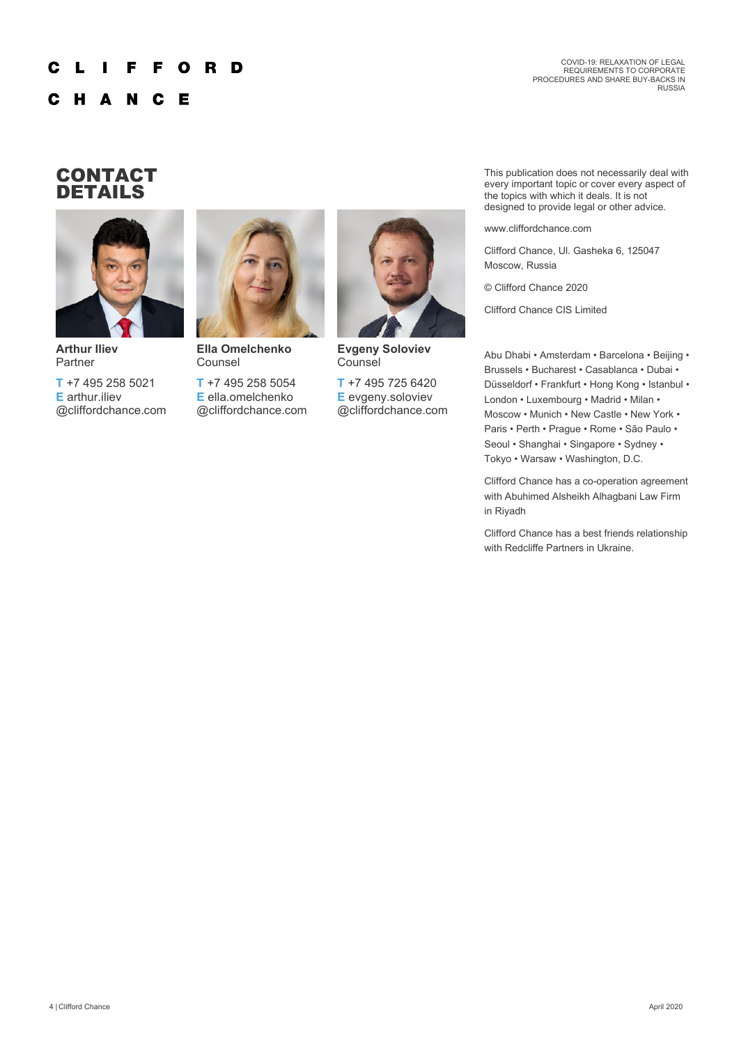# CONTACT DETAILS

**Arthur Iliev**
Partner

**T** +7 495 258 5021
**E** arthur.iliev@cliffordchance.com

**Ella Omelchenko**
Counsel

**T** +7 495 258 5054
**E** ella.omelchenko@cliffordchance.com

**Evgeny Soloviev**
Counsel

**T** +7 495 725 6420
**E** evgeny.soloviev@cliffordchance.com

This publication does not necessarily deal with every important topic or cover every aspect of the topics with which it deals. It is not designed to provide legal or other advice.

www.cliffordchance.com

Clifford Chance, Ul. Gasheka 6, 125047 Moscow, Russia

© Clifford Chance 2020

Clifford Chance CIS Limited

Abu Dhabi • Amsterdam • Barcelona • Beijing • Brussels • Bucharest • Casablanca • Dubai • Düsseldorf • Frankfurt • Hong Kong • Istanbul • London • Luxembourg • Madrid • Milan • Moscow • Munich • New Castle • New York • Paris • Perth • Prague • Rome • São Paulo • Seoul • Shanghai • Singapore • Sydney • Tokyo • Warsaw • Washington, D.C.

Clifford Chance has a co-operation agreement with Abuhimed Alsheikh Alhagbani Law Firm in Riyadh

Clifford Chance has a best friends relationship with Redcliffe Partners in Ukraine.